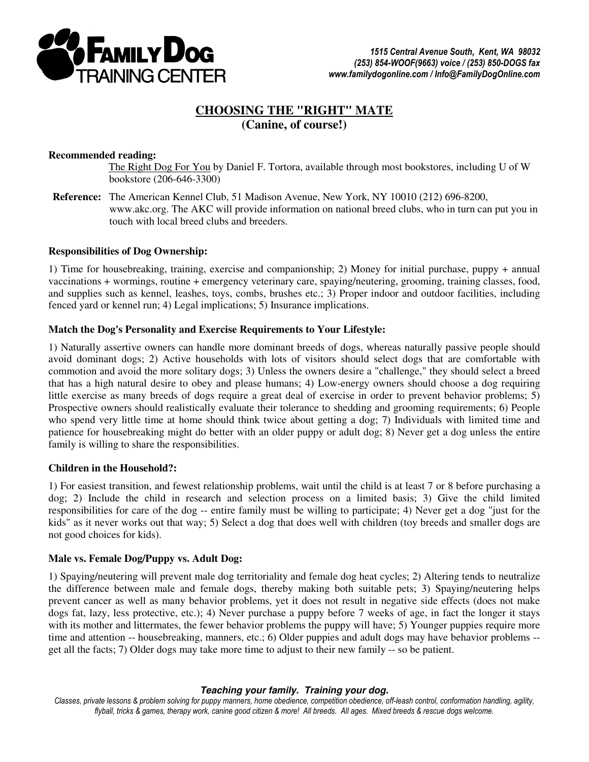**FAMILY DOG TRAINING CENTER**

*1515 Central Avenue South, Kent, WA 98032*
*(253) 854-WOOF(9663) voice / (253) 850-DOGS fax*
*www.familydogonline.com / Info@FamilyDogOnline.com*

# CHOOSING THE "RIGHT" MATE
## (Canine, of course!)

**Recommended reading:**
The Right Dog For You by Daniel F. Tortora, available through most bookstores, including U of W bookstore (206-646-3300)

**Reference:** The American Kennel Club, 51 Madison Avenue, New York, NY 10010 (212) 696-8200, www.akc.org. The AKC will provide information on national breed clubs, who in turn can put you in touch with local breed clubs and breeders.

**Responsibilities of Dog Ownership:**

1) Time for housebreaking, training, exercise and companionship; 2) Money for initial purchase, puppy + annual vaccinations + wormings, routine + emergency veterinary care, spaying/neutering, grooming, training classes, food, and supplies such as kennel, leashes, toys, combs, brushes etc.; 3) Proper indoor and outdoor facilities, including fenced yard or kennel run; 4) Legal implications; 5) Insurance implications.

**Match the Dog's Personality and Exercise Requirements to Your Lifestyle:**

1) Naturally assertive owners can handle more dominant breeds of dogs, whereas naturally passive people should avoid dominant dogs; 2) Active households with lots of visitors should select dogs that are comfortable with commotion and avoid the more solitary dogs; 3) Unless the owners desire a "challenge," they should select a breed that has a high natural desire to obey and please humans; 4) Low-energy owners should choose a dog requiring little exercise as many breeds of dogs require a great deal of exercise in order to prevent behavior problems; 5) Prospective owners should realistically evaluate their tolerance to shedding and grooming requirements; 6) People who spend very little time at home should think twice about getting a dog; 7) Individuals with limited time and patience for housebreaking might do better with an older puppy or adult dog; 8) Never get a dog unless the entire family is willing to share the responsibilities.

**Children in the Household?:**

1) For easiest transition, and fewest relationship problems, wait until the child is at least 7 or 8 before purchasing a dog; 2) Include the child in research and selection process on a limited basis; 3) Give the child limited responsibilities for care of the dog -- entire family must be willing to participate; 4) Never get a dog "just for the kids" as it never works out that way; 5) Select a dog that does well with children (toy breeds and smaller dogs are not good choices for kids).

**Male vs. Female Dog/Puppy vs. Adult Dog:**

1) Spaying/neutering will prevent male dog territoriality and female dog heat cycles; 2) Altering tends to neutralize the difference between male and female dogs, thereby making both suitable pets; 3) Spaying/neutering helps prevent cancer as well as many behavior problems, yet it does not result in negative side effects (does not make dogs fat, lazy, less protective, etc.); 4) Never purchase a puppy before 7 weeks of age, in fact the longer it stays with its mother and littermates, the fewer behavior problems the puppy will have; 5) Younger puppies require more time and attention -- housebreaking, manners, etc.; 6) Older puppies and adult dogs may have behavior problems -- get all the facts; 7) Older dogs may take more time to adjust to their new family -- so be patient.

***Teaching your family. Training your dog.***

*Classes, private lessons & problem solving for puppy manners, home obedience, competition obedience, off-leash control, conformation handling, agility, flyball, tricks & games, therapy work, canine good citizen & more! All breeds. All ages. Mixed breeds & rescue dogs welcome.*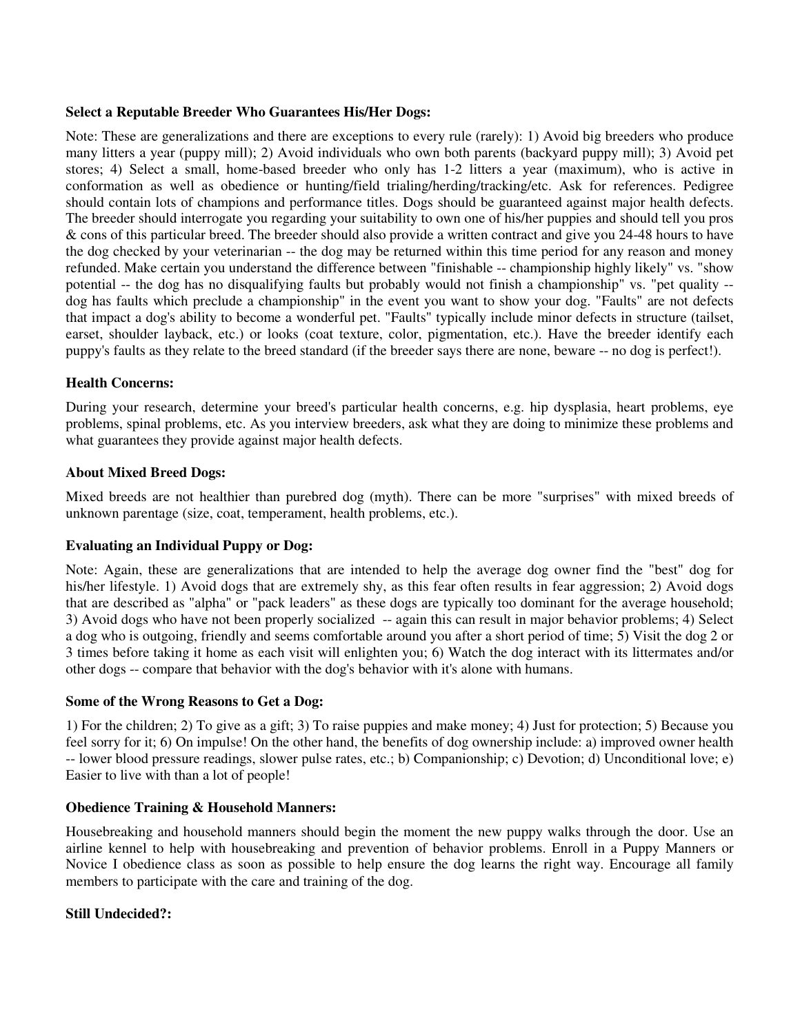**Select a Reputable Breeder Who Guarantees His/Her Dogs:**

Note: These are generalizations and there are exceptions to every rule (rarely): 1) Avoid big breeders who produce many litters a year (puppy mill); 2) Avoid individuals who own both parents (backyard puppy mill); 3) Avoid pet stores; 4) Select a small, home-based breeder who only has 1-2 litters a year (maximum), who is active in conformation as well as obedience or hunting/field trialing/herding/tracking/etc. Ask for references. Pedigree should contain lots of champions and performance titles. Dogs should be guaranteed against major health defects. The breeder should interrogate you regarding your suitability to own one of his/her puppies and should tell you pros & cons of this particular breed. The breeder should also provide a written contract and give you 24-48 hours to have the dog checked by your veterinarian -- the dog may be returned within this time period for any reason and money refunded. Make certain you understand the difference between "finishable -- championship highly likely" vs. "show potential -- the dog has no disqualifying faults but probably would not finish a championship" vs. "pet quality -- dog has faults which preclude a championship" in the event you want to show your dog. "Faults" are not defects that impact a dog's ability to become a wonderful pet. "Faults" typically include minor defects in structure (tailset, earset, shoulder layback, etc.) or looks (coat texture, color, pigmentation, etc.). Have the breeder identify each puppy's faults as they relate to the breed standard (if the breeder says there are none, beware -- no dog is perfect!).

**Health Concerns:**

During your research, determine your breed's particular health concerns, e.g. hip dysplasia, heart problems, eye problems, spinal problems, etc. As you interview breeders, ask what they are doing to minimize these problems and what guarantees they provide against major health defects.

**About Mixed Breed Dogs:**

Mixed breeds are not healthier than purebred dog (myth). There can be more "surprises" with mixed breeds of unknown parentage (size, coat, temperament, health problems, etc.).

**Evaluating an Individual Puppy or Dog:**

Note: Again, these are generalizations that are intended to help the average dog owner find the "best" dog for his/her lifestyle. 1) Avoid dogs that are extremely shy, as this fear often results in fear aggression; 2) Avoid dogs that are described as "alpha" or "pack leaders" as these dogs are typically too dominant for the average household; 3) Avoid dogs who have not been properly socialized -- again this can result in major behavior problems; 4) Select a dog who is outgoing, friendly and seems comfortable around you after a short period of time; 5) Visit the dog 2 or 3 times before taking it home as each visit will enlighten you; 6) Watch the dog interact with its littermates and/or other dogs -- compare that behavior with the dog's behavior with it's alone with humans.

**Some of the Wrong Reasons to Get a Dog:**

1) For the children; 2) To give as a gift; 3) To raise puppies and make money; 4) Just for protection; 5) Because you feel sorry for it; 6) On impulse! On the other hand, the benefits of dog ownership include: a) improved owner health -- lower blood pressure readings, slower pulse rates, etc.; b) Companionship; c) Devotion; d) Unconditional love; e) Easier to live with than a lot of people!

**Obedience Training & Household Manners:**

Housebreaking and household manners should begin the moment the new puppy walks through the door. Use an airline kennel to help with housebreaking and prevention of behavior problems. Enroll in a Puppy Manners or Novice I obedience class as soon as possible to help ensure the dog learns the right way. Encourage all family members to participate with the care and training of the dog.

**Still Undecided?:**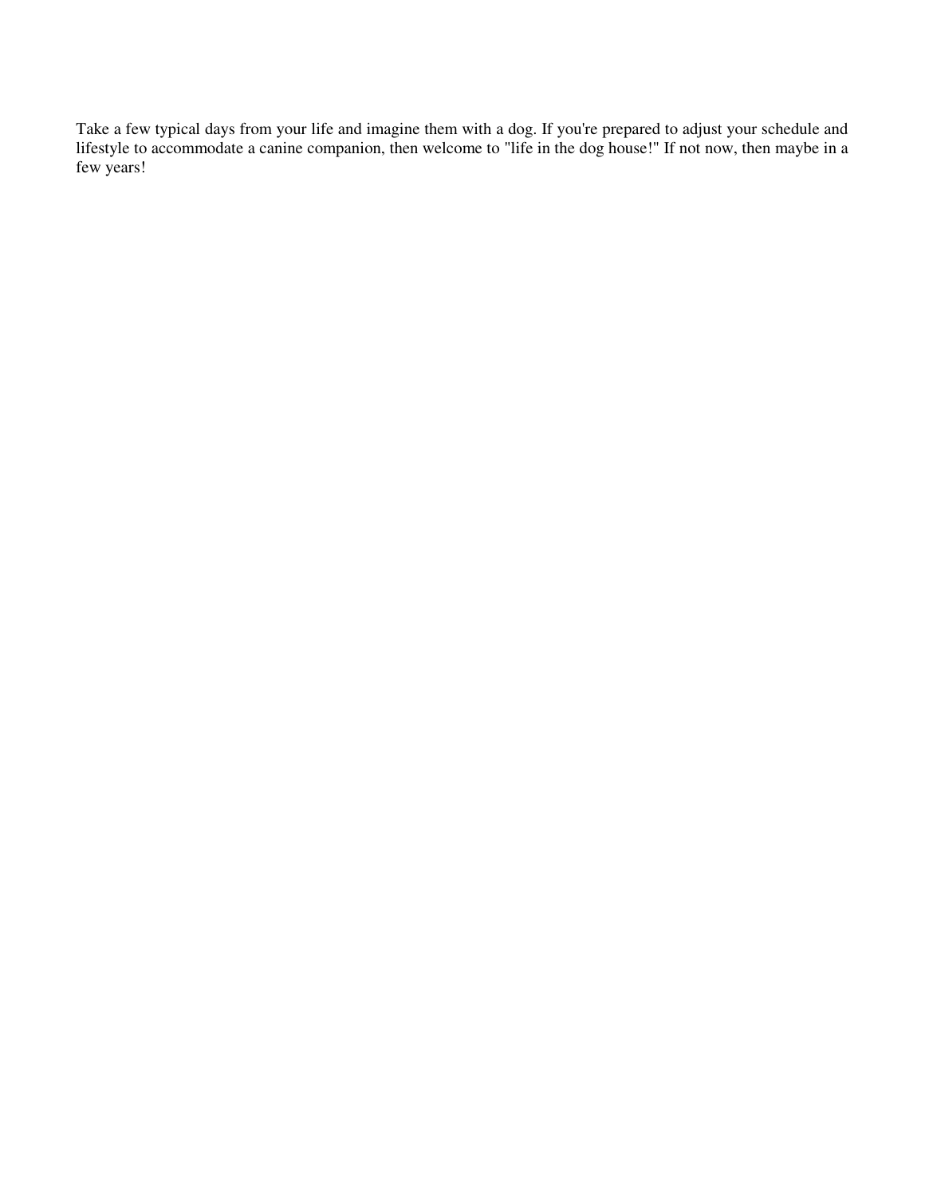Take a few typical days from your life and imagine them with a dog. If you're prepared to adjust your schedule and lifestyle to accommodate a canine companion, then welcome to "life in the dog house!" If not now, then maybe in a few years!